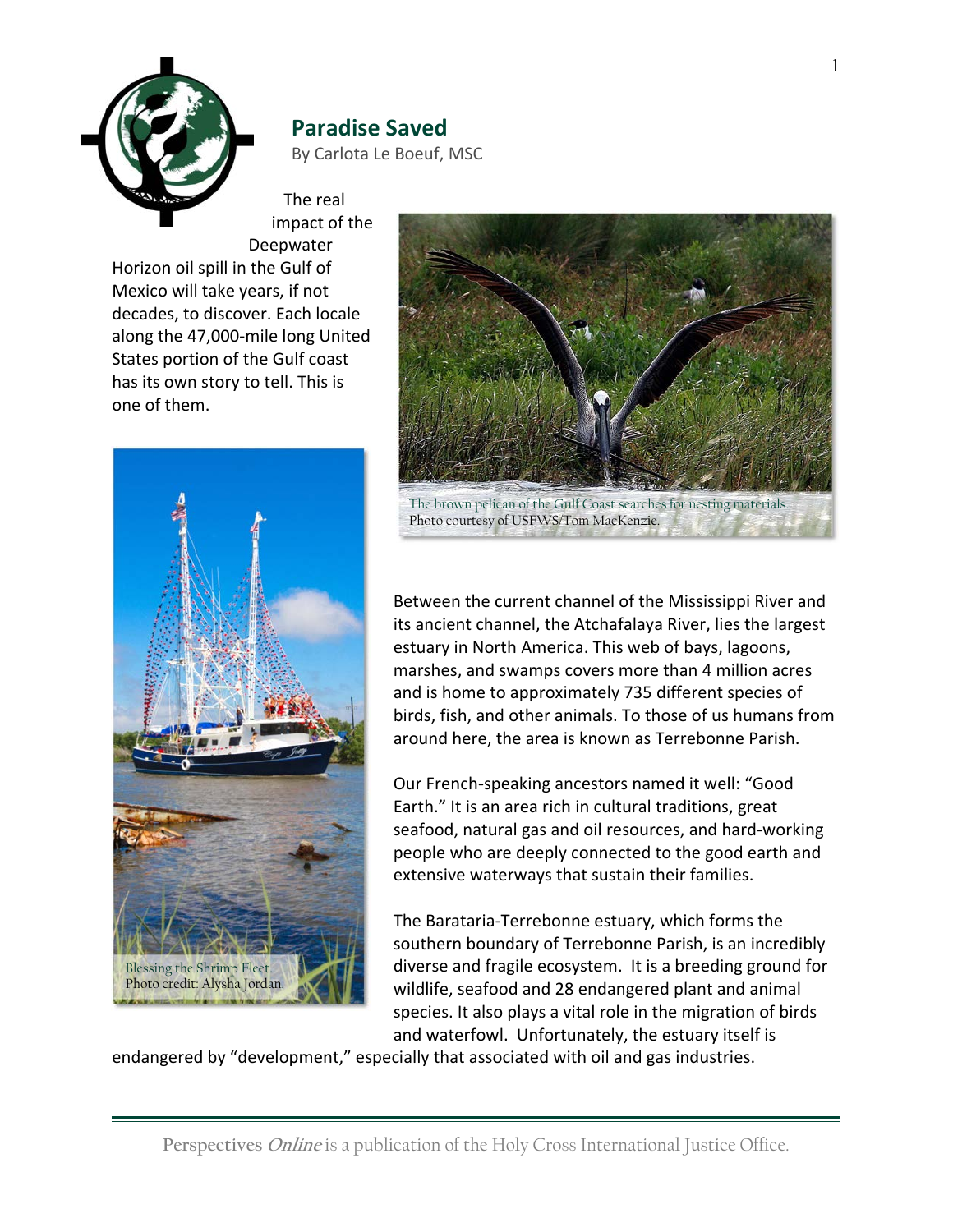## Paradise Saved

By Carlota Le Boeuf, MSC

The real impact of the Deepwater Horizon oil spill in the Gulf of Mexico will take years, if not decades, to discover. Each locale along the 47,000-mile long United States portion of the Gulf coast has its own story to tell. This is one of them.

The brown pelican of the Gulf Coast searches for nesting materials. Photo courtesy of USFWS/Tom MacKenzie.

Blessing the Shrimp Fleet. Photo credit: Alysha Jordan.

Between the current channel of the Mississippi River and its ancient channel, the Atchafalaya River, lies the largest estuary in North America. This web of bays, lagoons, marshes, and swamps covers more than 4 million acres and is home to approximately 735 different species of birds, fish, and other animals. To those of us humans from around here, the area is known as Terrebonne Parish.

Our French-speaking ancestors named it well: "Good Earth." It is an area rich in cultural traditions, great seafood, natural gas and oil resources, and hard-working people who are deeply connected to the good earth and extensive waterways that sustain their families.

The Barataria-Terrebonne estuary, which forms the southern boundary of Terrebonne Parish, is an incredibly diverse and fragile ecosystem. It is a breeding ground for wildlife, seafood and 28 endangered plant and animal species. It also plays a vital role in the migration of birds and waterfowl. Unfortunately, the estuary itself is endangered by "development," especially that associated with oil and gas industries.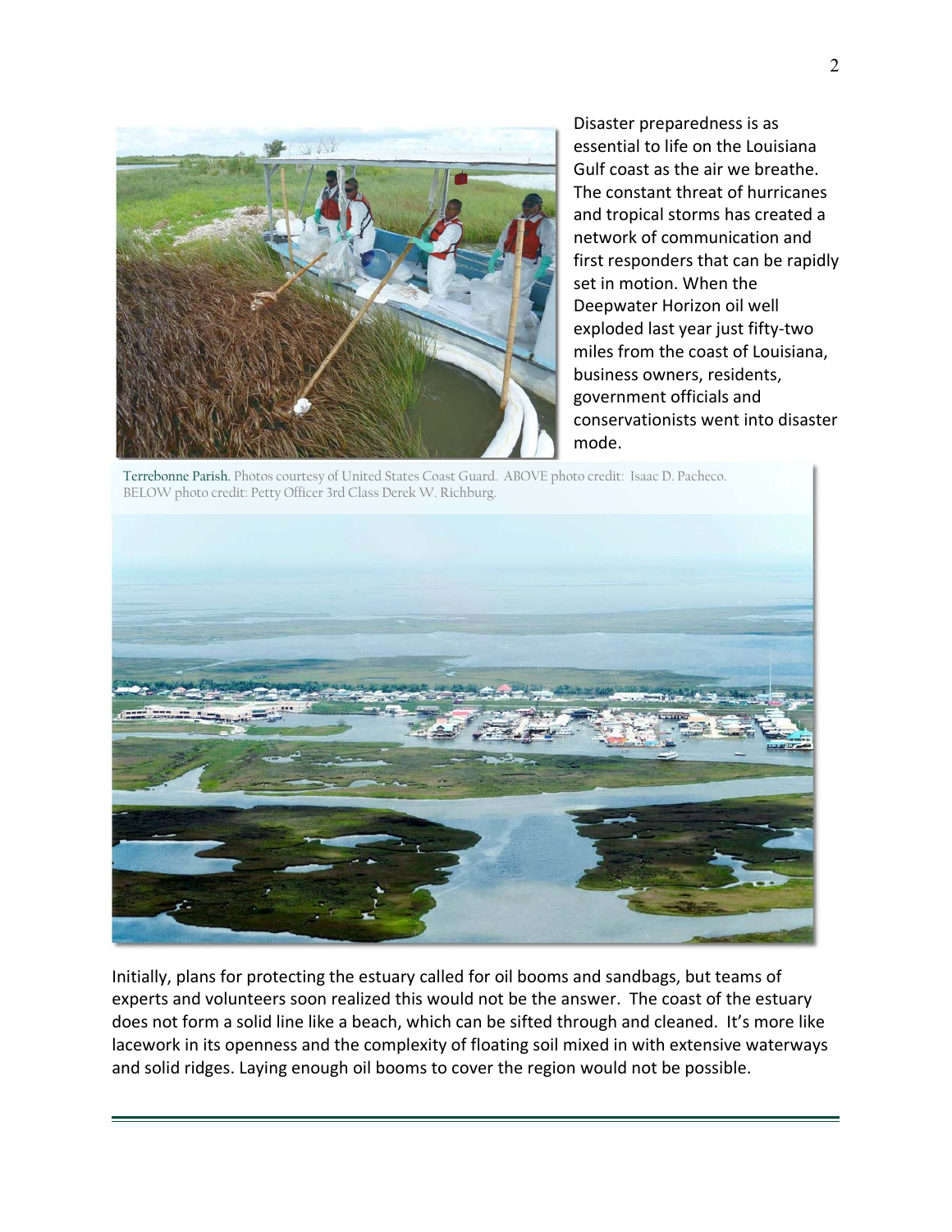Disaster preparedness is as essential to life on the Louisiana Gulf coast as the air we breathe. The constant threat of hurricanes and tropical storms has created a network of communication and first responders that can be rapidly set in motion. When the Deepwater Horizon oil well exploded last year just fifty-two miles from the coast of Louisiana, business owners, residents, government officials and conservationists went into disaster mode.

Terrebonne Parish. Photos courtesy of United States Coast Guard. ABOVE photo credit: Isaac D. Pacheco. BELOW photo credit: Petty Officer 3rd Class Derek W. Richburg.

Initially, plans for protecting the estuary called for oil booms and sandbags, but teams of experts and volunteers soon realized this would not be the answer. The coast of the estuary does not form a solid line like a beach, which can be sifted through and cleaned. It's more like lacework in its openness and the complexity of floating soil mixed in with extensive waterways and solid ridges. Laying enough oil booms to cover the region would not be possible.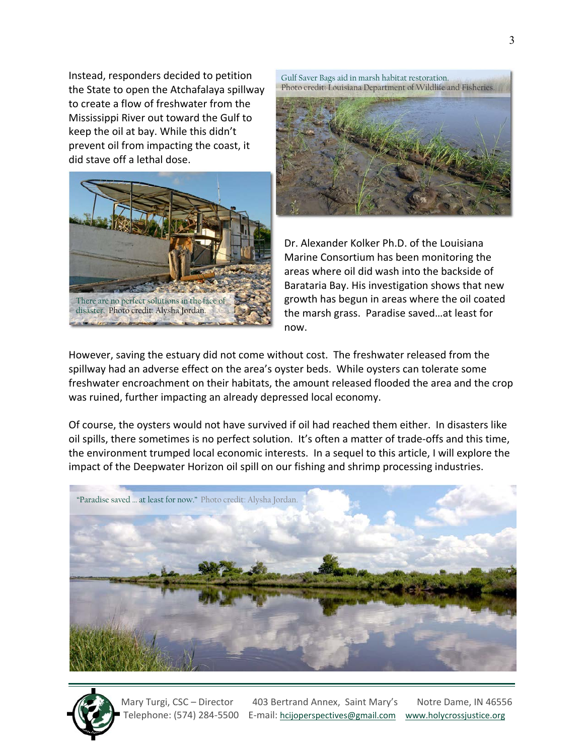Instead, responders decided to petition the State to open the Atchafalaya spillway to create a flow of freshwater from the Mississippi River out toward the Gulf to keep the oil at bay. While this didn't prevent oil from impacting the coast, it did stave off a lethal dose.

There are no perfect solutions in the face of disaster. Photo credit: Alysha Jordan.

Gulf Saver Bags aid in marsh habitat restoration. Photo credit: Louisiana Department of Wildlife and Fisheries.

Dr. Alexander Kolker Ph.D. of the Louisiana Marine Consortium has been monitoring the areas where oil did wash into the backside of Barataria Bay. His investigation shows that new growth has begun in areas where the oil coated the marsh grass. Paradise saved…at least for now.

However, saving the estuary did not come without cost. The freshwater released from the spillway had an adverse effect on the area's oyster beds. While oysters can tolerate some freshwater encroachment on their habitats, the amount released flooded the area and the crop was ruined, further impacting an already depressed local economy.

Of course, the oysters would not have survived if oil had reached them either. In disasters like oil spills, there sometimes is no perfect solution. It's often a matter of trade-offs and this time, the environment trumped local economic interests. In a sequel to this article, I will explore the impact of the Deepwater Horizon oil spill on our fishing and shrimp processing industries.

"Paradise saved … at least for now." Photo credit: Alysha Jordan.

Mary Turgi, CSC – Director 403 Bertrand Annex, Saint Mary's Notre Dame, IN 46556
Telephone: (574) 284-5500 E-mail: hcijoperspectives@gmail.com www.holycrossjustice.org